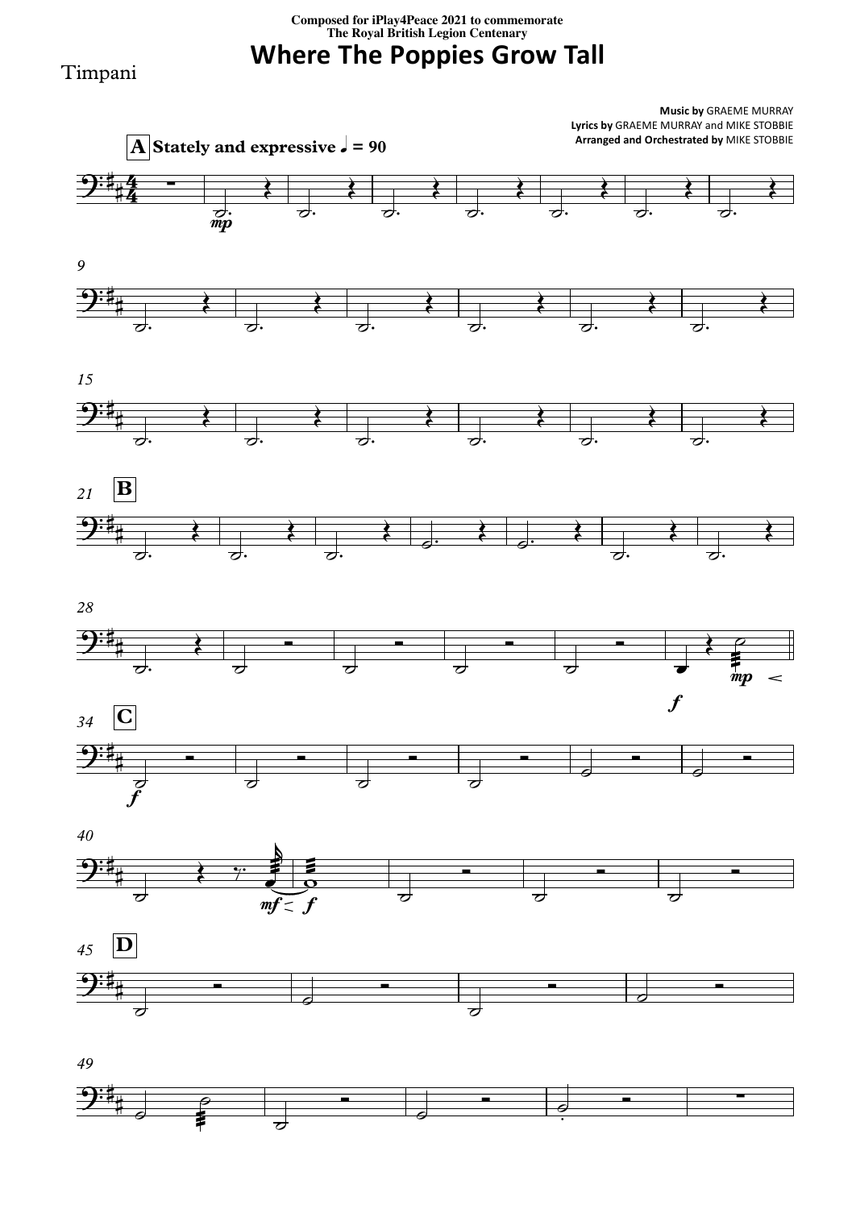Composed for iPlay4Peace 2021 to commemorate
The Royal British Legion Centenary

# Where The Poppies Grow Tall

Timpani

**Music by** GRAEME MURRAY
**Lyrics by** GRAEME MURRAY and MIKE STOBBIE
**Arranged and Orchestrated by** MIKE STOBBIE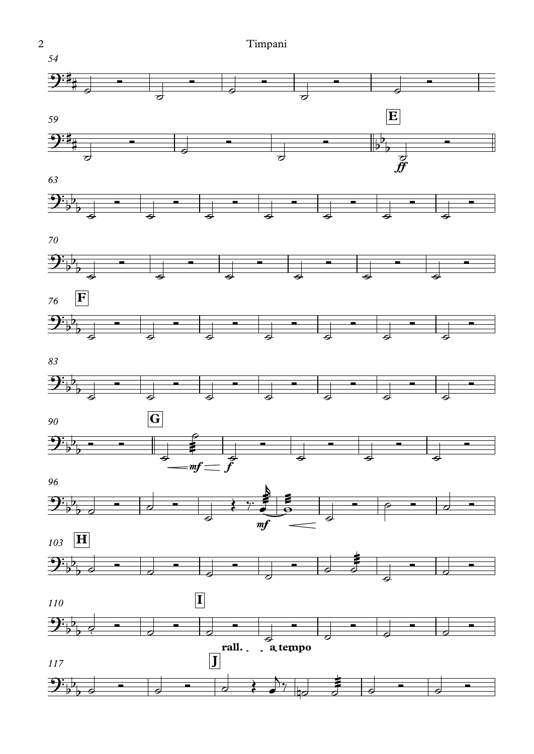54

59

**E**

*ff*

63

70

76 **F**

83

90 **G**

*mf* *f*

96

*mf*

103 **H**

110 **I**

**rall. a tempo**

117 **J**